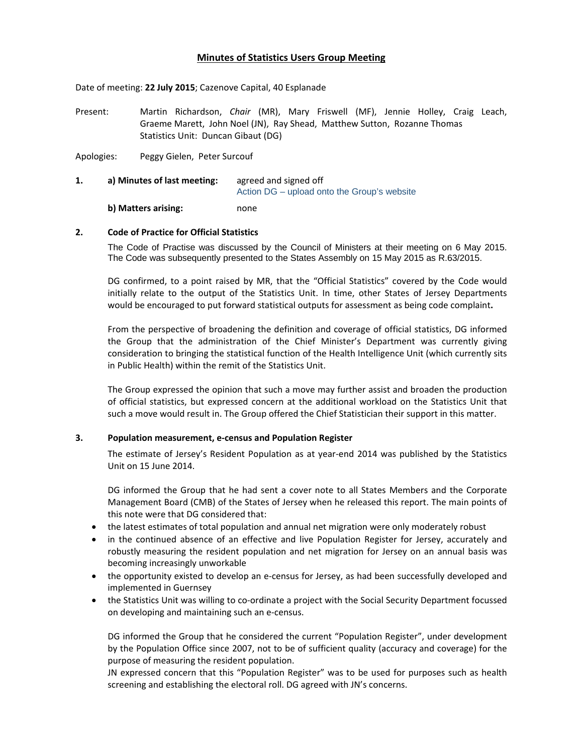# Minutes of Statistics Users Group Meeting

Date of meeting: **22 July 2015**; Cazenove Capital, 40 Esplanade

Present: Martin Richardson, *Chair* (MR), Mary Friswell (MF), Jennie Holley, Craig Leach, Graeme Marett, John Noel (JN), Ray Shead, Matthew Sutton, Rozanne Thomas
Statistics Unit: Duncan Gibaut (DG)

Apologies: Peggy Gielen, Peter Surcouf

**1. a) Minutes of last meeting:** agreed and signed off
Action DG – upload onto the Group's website

**b) Matters arising:** none

**2. Code of Practice for Official Statistics**

The Code of Practise was discussed by the Council of Ministers at their meeting on 6 May 2015. The Code was subsequently presented to the States Assembly on 15 May 2015 as R.63/2015.

DG confirmed, to a point raised by MR, that the "Official Statistics" covered by the Code would initially relate to the output of the Statistics Unit. In time, other States of Jersey Departments would be encouraged to put forward statistical outputs for assessment as being code complaint**.**

From the perspective of broadening the definition and coverage of official statistics, DG informed the Group that the administration of the Chief Minister's Department was currently giving consideration to bringing the statistical function of the Health Intelligence Unit (which currently sits in Public Health) within the remit of the Statistics Unit.

The Group expressed the opinion that such a move may further assist and broaden the production of official statistics, but expressed concern at the additional workload on the Statistics Unit that such a move would result in. The Group offered the Chief Statistician their support in this matter.

**3. Population measurement, e-census and Population Register**

The estimate of Jersey's Resident Population as at year-end 2014 was published by the Statistics Unit on 15 June 2014.

DG informed the Group that he had sent a cover note to all States Members and the Corporate Management Board (CMB) of the States of Jersey when he released this report. The main points of this note were that DG considered that:

- the latest estimates of total population and annual net migration were only moderately robust
- in the continued absence of an effective and live Population Register for Jersey, accurately and robustly measuring the resident population and net migration for Jersey on an annual basis was becoming increasingly unworkable
- the opportunity existed to develop an e-census for Jersey, as had been successfully developed and implemented in Guernsey
- the Statistics Unit was willing to co-ordinate a project with the Social Security Department focussed on developing and maintaining such an e-census.

DG informed the Group that he considered the current "Population Register", under development by the Population Office since 2007, not to be of sufficient quality (accuracy and coverage) for the purpose of measuring the resident population.
JN expressed concern that this "Population Register" was to be used for purposes such as health screening and establishing the electoral roll. DG agreed with JN's concerns.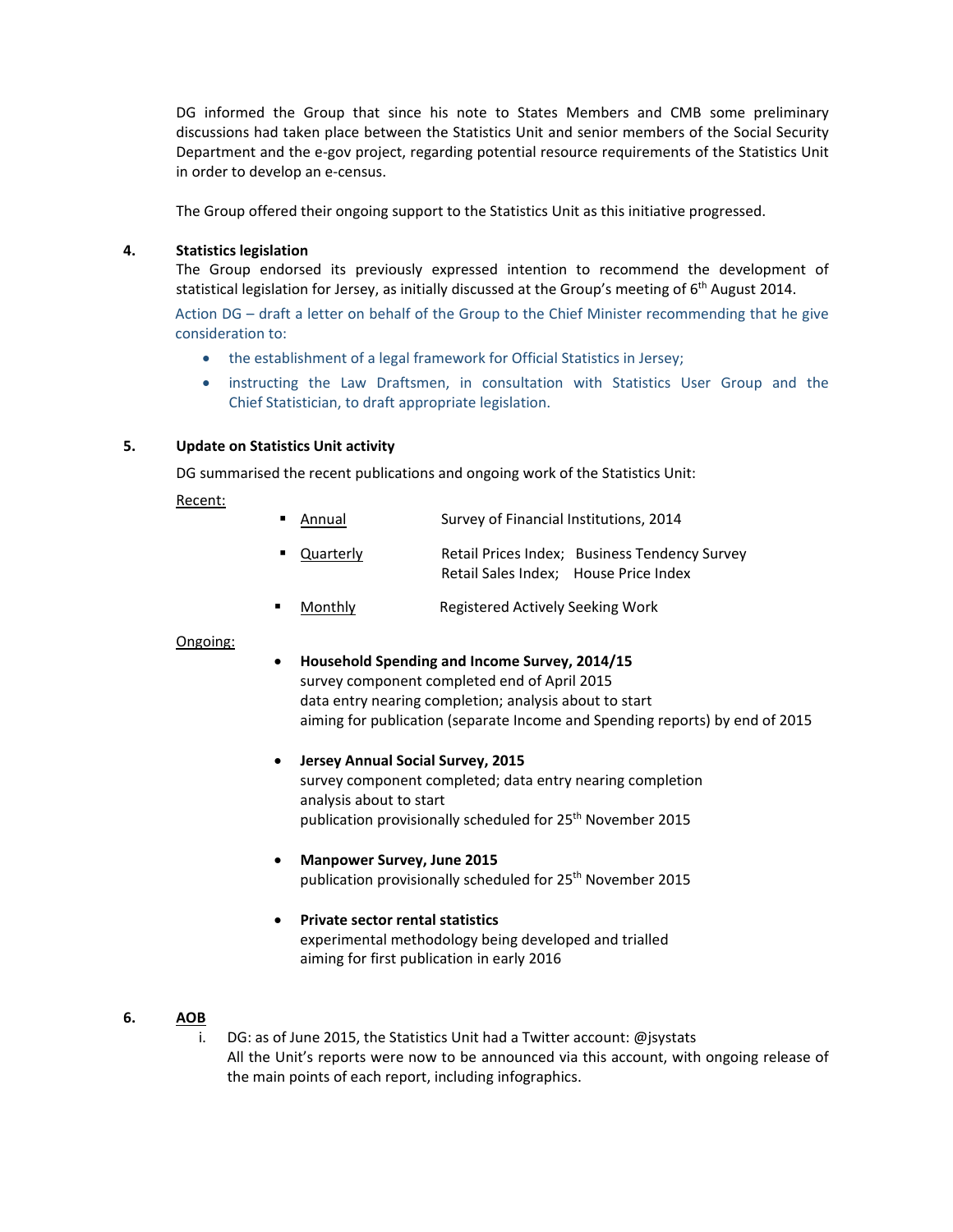DG informed the Group that since his note to States Members and CMB some preliminary discussions had taken place between the Statistics Unit and senior members of the Social Security Department and the e-gov project, regarding potential resource requirements of the Statistics Unit in order to develop an e-census.

The Group offered their ongoing support to the Statistics Unit as this initiative progressed.

**4. Statistics legislation**

The Group endorsed its previously expressed intention to recommend the development of statistical legislation for Jersey, as initially discussed at the Group's meeting of 6th August 2014.

Action DG – draft a letter on behalf of the Group to the Chief Minister recommending that he give consideration to:

- the establishment of a legal framework for Official Statistics in Jersey;
- instructing the Law Draftsmen, in consultation with Statistics User Group and the Chief Statistician, to draft appropriate legislation.

**5. Update on Statistics Unit activity**

DG summarised the recent publications and ongoing work of the Statistics Unit:

Recent:

- Annual — Survey of Financial Institutions, 2014
- Quarterly — Retail Prices Index; Business Tendency Survey; Retail Sales Index; House Price Index
- Monthly — Registered Actively Seeking Work

Ongoing:

- **Household Spending and Income Survey, 2014/15**
  survey component completed end of April 2015
  data entry nearing completion; analysis about to start
  aiming for publication (separate Income and Spending reports) by end of 2015

- **Jersey Annual Social Survey, 2015**
  survey component completed; data entry nearing completion
  analysis about to start
  publication provisionally scheduled for 25th November 2015

- **Manpower Survey, June 2015**
  publication provisionally scheduled for 25th November 2015

- **Private sector rental statistics**
  experimental methodology being developed and trialled
  aiming for first publication in early 2016

**6. AOB**

i. DG: as of June 2015, the Statistics Unit had a Twitter account: @jsystats
All the Unit's reports were now to be announced via this account, with ongoing release of the main points of each report, including infographics.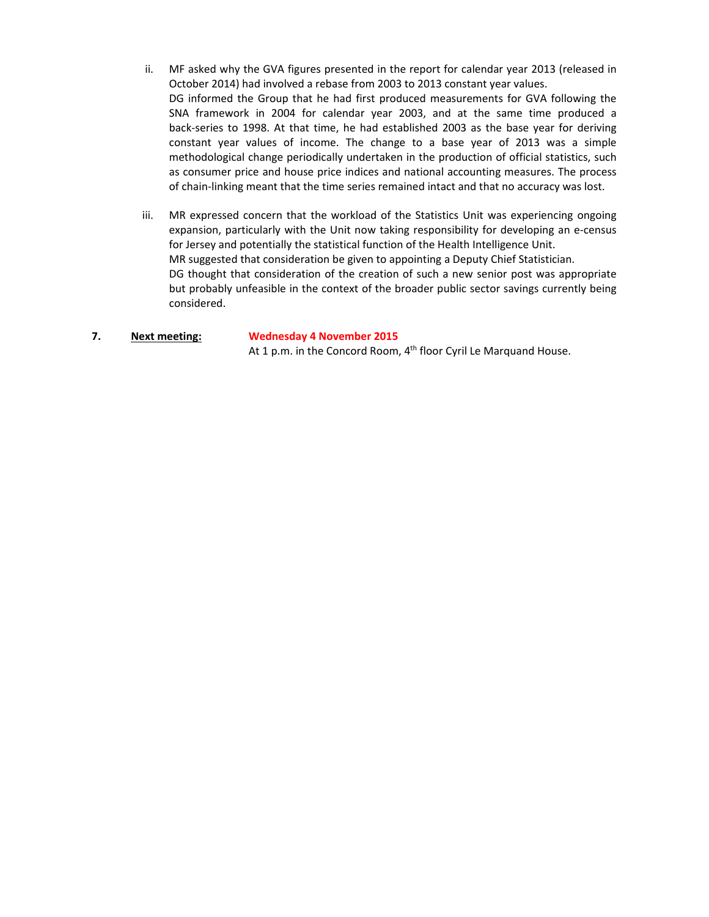ii. MF asked why the GVA figures presented in the report for calendar year 2013 (released in October 2014) had involved a rebase from 2003 to 2013 constant year values.
DG informed the Group that he had first produced measurements for GVA following the SNA framework in 2004 for calendar year 2003, and at the same time produced a back-series to 1998. At that time, he had established 2003 as the base year for deriving constant year values of income. The change to a base year of 2013 was a simple methodological change periodically undertaken in the production of official statistics, such as consumer price and house price indices and national accounting measures. The process of chain-linking meant that the time series remained intact and that no accuracy was lost.

iii. MR expressed concern that the workload of the Statistics Unit was experiencing ongoing expansion, particularly with the Unit now taking responsibility for developing an e-census for Jersey and potentially the statistical function of the Health Intelligence Unit.
MR suggested that consideration be given to appointing a Deputy Chief Statistician.
DG thought that consideration of the creation of such a new senior post was appropriate but probably unfeasible in the context of the broader public sector savings currently being considered.

**7. <u>Next meeting:</u>** **Wednesday 4 November 2015**
At 1 p.m. in the Concord Room, 4th floor Cyril Le Marquand House.